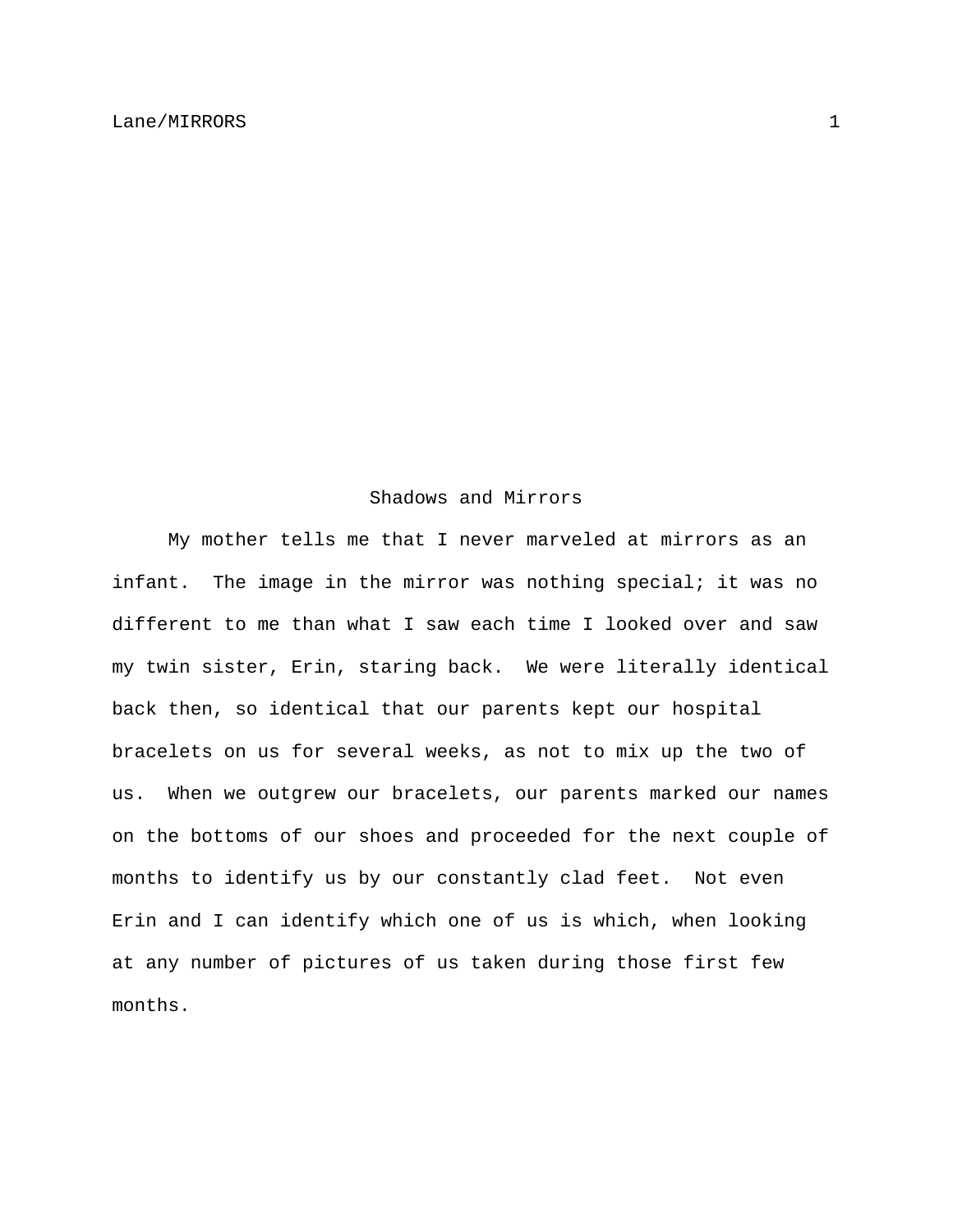# Shadows and Mirrors

My mother tells me that I never marveled at mirrors as an infant. The image in the mirror was nothing special; it was no different to me than what I saw each time I looked over and saw my twin sister, Erin, staring back. We were literally identical back then, so identical that our parents kept our hospital bracelets on us for several weeks, as not to mix up the two of us. When we outgrew our bracelets, our parents marked our names on the bottoms of our shoes and proceeded for the next couple of months to identify us by our constantly clad feet. Not even Erin and I can identify which one of us is which, when looking at any number of pictures of us taken during those first few months.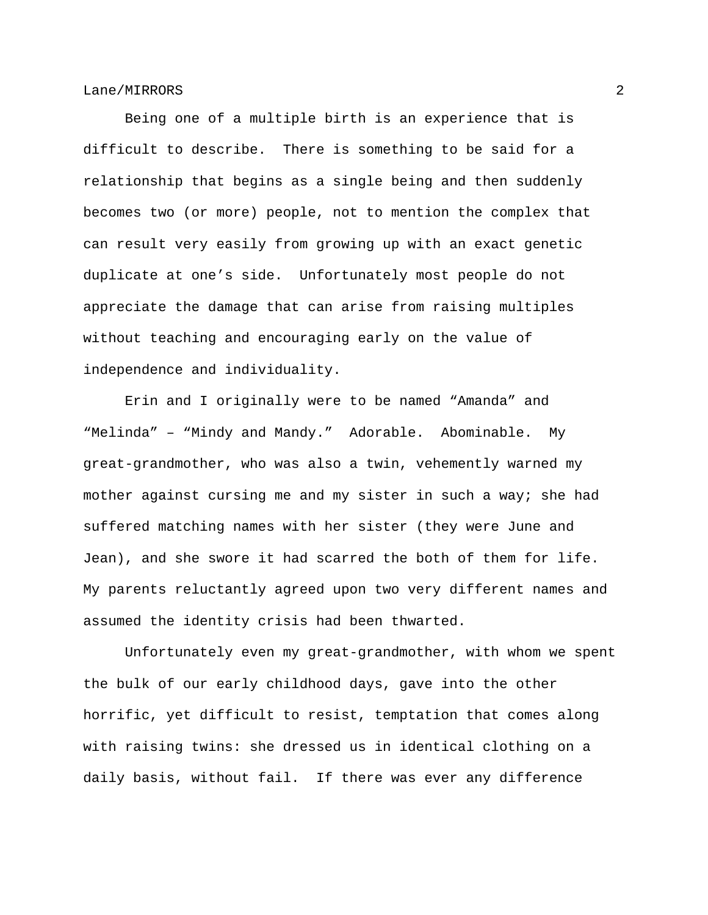Being one of a multiple birth is an experience that is difficult to describe.  There is something to be said for a relationship that begins as a single being and then suddenly becomes two (or more) people, not to mention the complex that can result very easily from growing up with an exact genetic duplicate at one's side.  Unfortunately most people do not appreciate the damage that can arise from raising multiples without teaching and encouraging early on the value of independence and individuality.

Erin and I originally were to be named "Amanda" and "Melinda" – "Mindy and Mandy."  Adorable.  Abominable.  My great-grandmother, who was also a twin, vehemently warned my mother against cursing me and my sister in such a way; she had suffered matching names with her sister (they were June and Jean), and she swore it had scarred the both of them for life. My parents reluctantly agreed upon two very different names and assumed the identity crisis had been thwarted.

Unfortunately even my great-grandmother, with whom we spent the bulk of our early childhood days, gave into the other horrific, yet difficult to resist, temptation that comes along with raising twins: she dressed us in identical clothing on a daily basis, without fail.  If there was ever any difference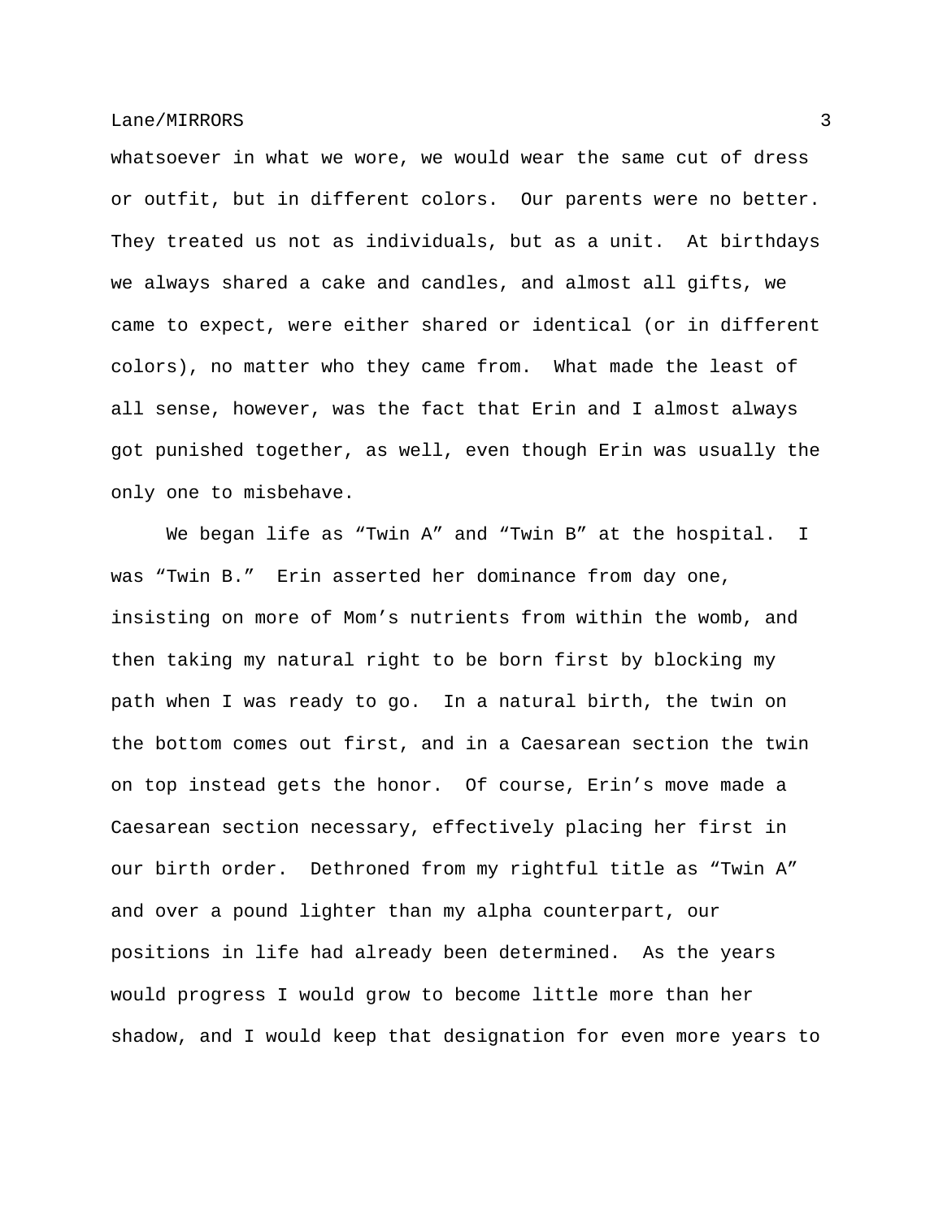whatsoever in what we wore, we would wear the same cut of dress or outfit, but in different colors.  Our parents were no better. They treated us not as individuals, but as a unit.  At birthdays we always shared a cake and candles, and almost all gifts, we came to expect, were either shared or identical (or in different colors), no matter who they came from.  What made the least of all sense, however, was the fact that Erin and I almost always got punished together, as well, even though Erin was usually the only one to misbehave.

We began life as “Twin A” and “Twin B” at the hospital.  I was “Twin B.”  Erin asserted her dominance from day one, insisting on more of Mom’s nutrients from within the womb, and then taking my natural right to be born first by blocking my path when I was ready to go.  In a natural birth, the twin on the bottom comes out first, and in a Caesarean section the twin on top instead gets the honor.  Of course, Erin’s move made a Caesarean section necessary, effectively placing her first in our birth order.  Dethroned from my rightful title as “Twin A” and over a pound lighter than my alpha counterpart, our positions in life had already been determined.  As the years would progress I would grow to become little more than her shadow, and I would keep that designation for even more years to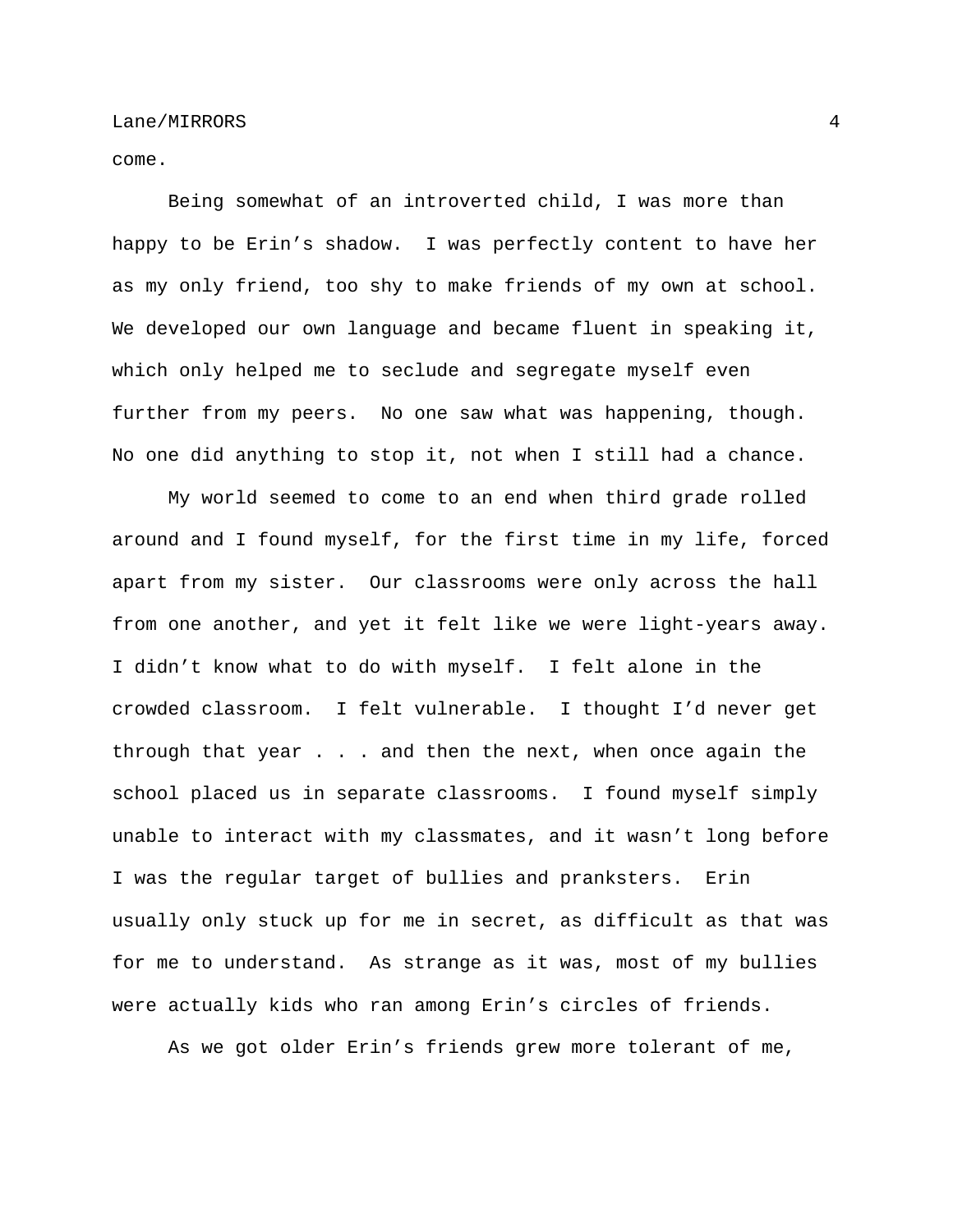come.

Being somewhat of an introverted child, I was more than happy to be Erin's shadow.  I was perfectly content to have her as my only friend, too shy to make friends of my own at school.  We developed our own language and became fluent in speaking it, which only helped me to seclude and segregate myself even further from my peers.  No one saw what was happening, though.  No one did anything to stop it, not when I still had a chance.

My world seemed to come to an end when third grade rolled around and I found myself, for the first time in my life, forced apart from my sister.  Our classrooms were only across the hall from one another, and yet it felt like we were light-years away.  I didn't know what to do with myself.  I felt alone in the crowded classroom.  I felt vulnerable.  I thought I'd never get through that year . . . and then the next, when once again the school placed us in separate classrooms.  I found myself simply unable to interact with my classmates, and it wasn't long before I was the regular target of bullies and pranksters.  Erin usually only stuck up for me in secret, as difficult as that was for me to understand.  As strange as it was, most of my bullies were actually kids who ran among Erin's circles of friends.

As we got older Erin's friends grew more tolerant of me,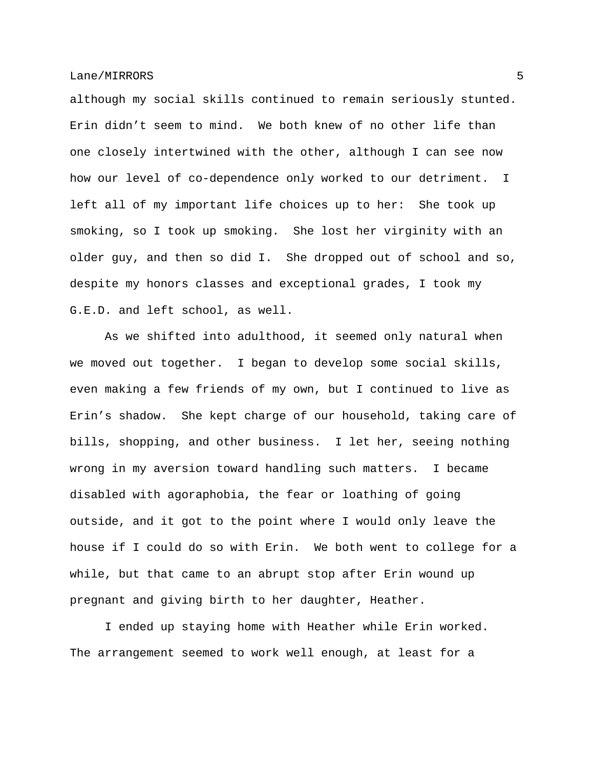although my social skills continued to remain seriously stunted. Erin didn't seem to mind. We both knew of no other life than one closely intertwined with the other, although I can see now how our level of co-dependence only worked to our detriment. I left all of my important life choices up to her: She took up smoking, so I took up smoking. She lost her virginity with an older guy, and then so did I. She dropped out of school and so, despite my honors classes and exceptional grades, I took my G.E.D. and left school, as well.

As we shifted into adulthood, it seemed only natural when we moved out together. I began to develop some social skills, even making a few friends of my own, but I continued to live as Erin's shadow. She kept charge of our household, taking care of bills, shopping, and other business. I let her, seeing nothing wrong in my aversion toward handling such matters. I became disabled with agoraphobia, the fear or loathing of going outside, and it got to the point where I would only leave the house if I could do so with Erin. We both went to college for a while, but that came to an abrupt stop after Erin wound up pregnant and giving birth to her daughter, Heather.

I ended up staying home with Heather while Erin worked. The arrangement seemed to work well enough, at least for a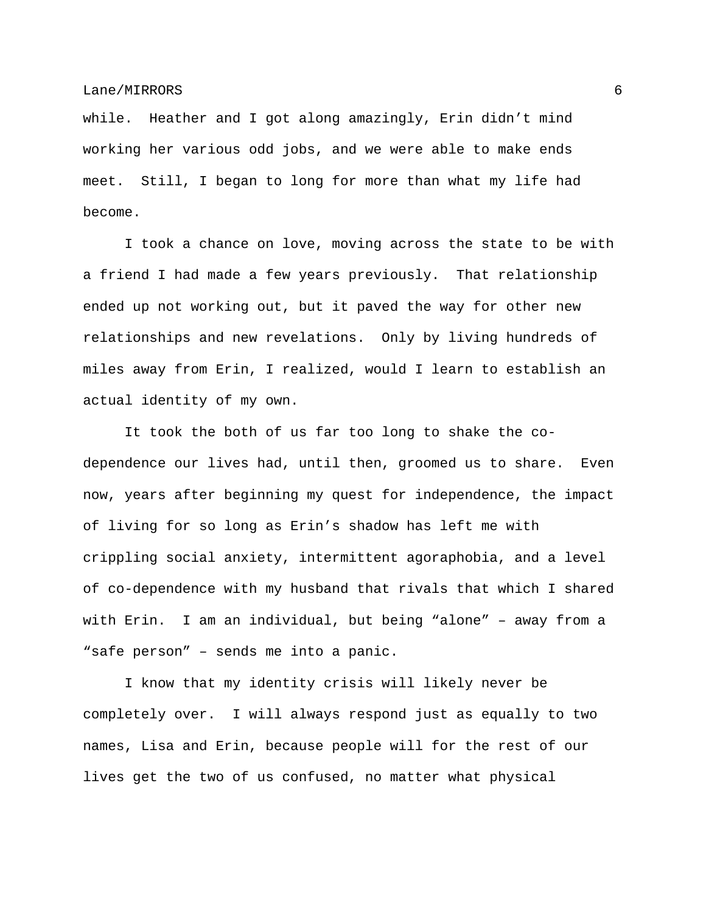while. Heather and I got along amazingly, Erin didn't mind working her various odd jobs, and we were able to make ends meet. Still, I began to long for more than what my life had become.

I took a chance on love, moving across the state to be with a friend I had made a few years previously. That relationship ended up not working out, but it paved the way for other new relationships and new revelations. Only by living hundreds of miles away from Erin, I realized, would I learn to establish an actual identity of my own.

It took the both of us far too long to shake the co-dependence our lives had, until then, groomed us to share. Even now, years after beginning my quest for independence, the impact of living for so long as Erin's shadow has left me with crippling social anxiety, intermittent agoraphobia, and a level of co-dependence with my husband that rivals that which I shared with Erin. I am an individual, but being "alone" – away from a "safe person" – sends me into a panic.

I know that my identity crisis will likely never be completely over. I will always respond just as equally to two names, Lisa and Erin, because people will for the rest of our lives get the two of us confused, no matter what physical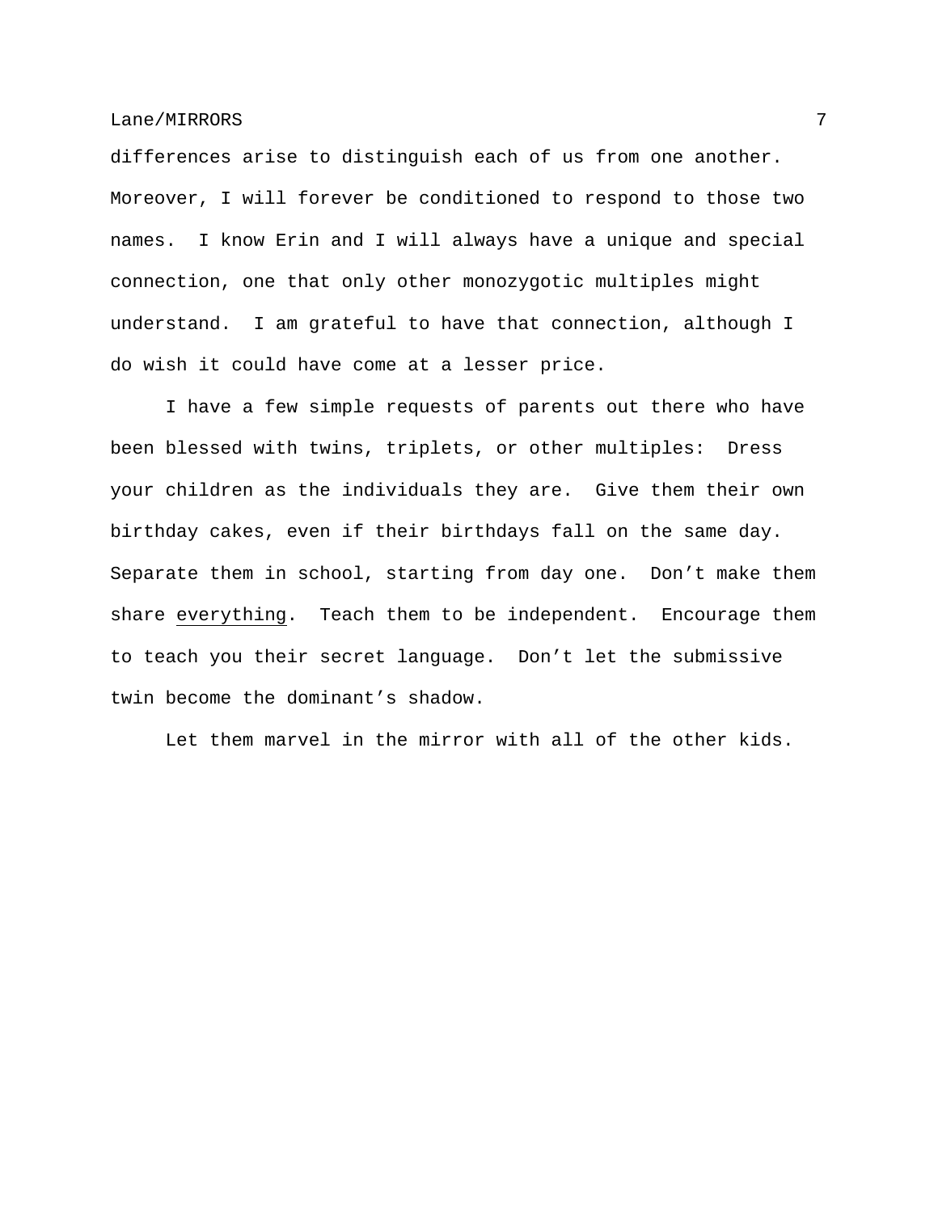differences arise to distinguish each of us from one another. Moreover, I will forever be conditioned to respond to those two names. I know Erin and I will always have a unique and special connection, one that only other monozygotic multiples might understand. I am grateful to have that connection, although I do wish it could have come at a lesser price.

I have a few simple requests of parents out there who have been blessed with twins, triplets, or other multiples: Dress your children as the individuals they are. Give them their own birthday cakes, even if their birthdays fall on the same day. Separate them in school, starting from day one. Don't make them share <u>everything</u>. Teach them to be independent. Encourage them to teach you their secret language. Don't let the submissive twin become the dominant's shadow.

Let them marvel in the mirror with all of the other kids.